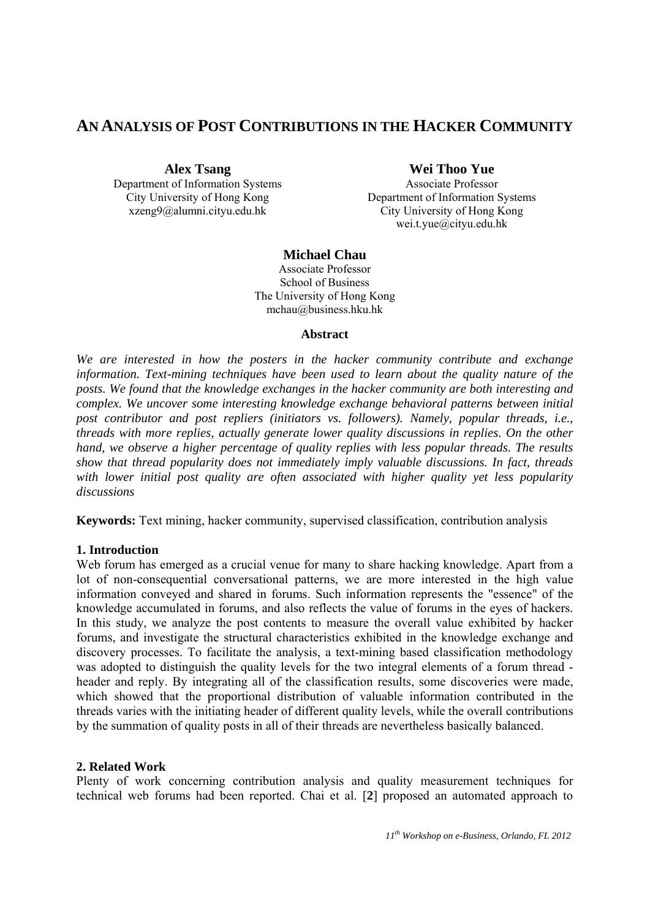# AN ANALYSIS OF POST CONTRIBUTIONS IN THE HACKER COMMUNITY

**Alex Tsang**
Department of Information Systems
City University of Hong Kong
xzeng9@alumni.cityu.edu.hk

**Wei Thoo Yue**
Associate Professor
Department of Information Systems
City University of Hong Kong
wei.t.yue@cityu.edu.hk

**Michael Chau**
Associate Professor
School of Business
The University of Hong Kong
mchau@business.hku.hk

### Abstract

*We are interested in how the posters in the hacker community contribute and exchange information. Text-mining techniques have been used to learn about the quality nature of the posts. We found that the knowledge exchanges in the hacker community are both interesting and complex. We uncover some interesting knowledge exchange behavioral patterns between initial post contributor and post repliers (initiators vs. followers). Namely, popular threads, i.e., threads with more replies, actually generate lower quality discussions in replies. On the other hand, we observe a higher percentage of quality replies with less popular threads. The results show that thread popularity does not immediately imply valuable discussions. In fact, threads with lower initial post quality are often associated with higher quality yet less popularity discussions*

**Keywords:** Text mining, hacker community, supervised classification, contribution analysis

## 1. Introduction

Web forum has emerged as a crucial venue for many to share hacking knowledge. Apart from a lot of non-consequential conversational patterns, we are more interested in the high value information conveyed and shared in forums. Such information represents the "essence" of the knowledge accumulated in forums, and also reflects the value of forums in the eyes of hackers. In this study, we analyze the post contents to measure the overall value exhibited by hacker forums, and investigate the structural characteristics exhibited in the knowledge exchange and discovery processes. To facilitate the analysis, a text-mining based classification methodology was adopted to distinguish the quality levels for the two integral elements of a forum thread - header and reply. By integrating all of the classification results, some discoveries were made, which showed that the proportional distribution of valuable information contributed in the threads varies with the initiating header of different quality levels, while the overall contributions by the summation of quality posts in all of their threads are nevertheless basically balanced.

## 2. Related Work

Plenty of work concerning contribution analysis and quality measurement techniques for technical web forums had been reported. Chai et al. [**2**] proposed an automated approach to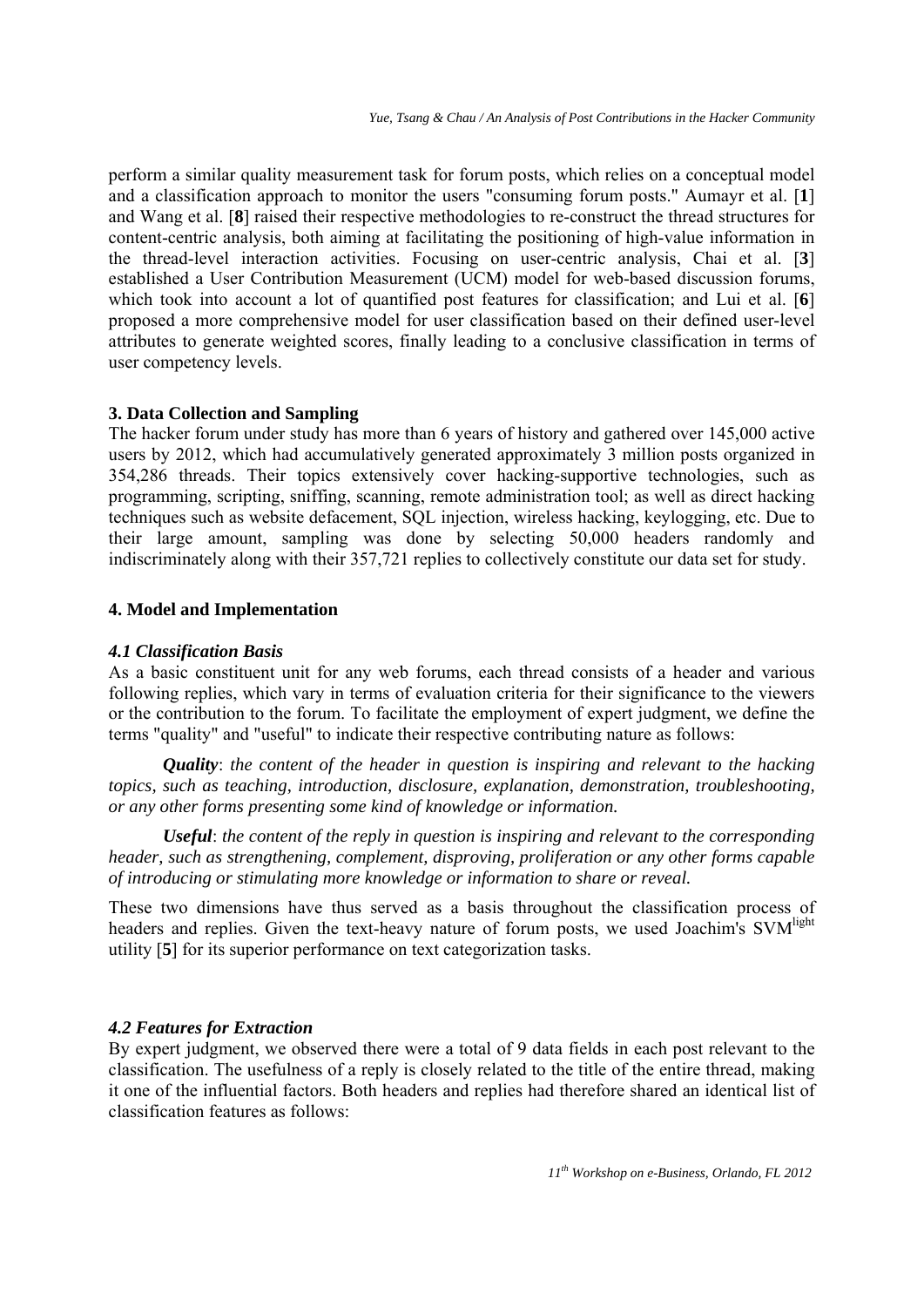perform a similar quality measurement task for forum posts, which relies on a conceptual model and a classification approach to monitor the users "consuming forum posts." Aumayr et al. [**1**] and Wang et al. [**8**] raised their respective methodologies to re-construct the thread structures for content-centric analysis, both aiming at facilitating the positioning of high-value information in the thread-level interaction activities. Focusing on user-centric analysis, Chai et al. [**3**] established a User Contribution Measurement (UCM) model for web-based discussion forums, which took into account a lot of quantified post features for classification; and Lui et al. [**6**] proposed a more comprehensive model for user classification based on their defined user-level attributes to generate weighted scores, finally leading to a conclusive classification in terms of user competency levels.

## 3. Data Collection and Sampling

The hacker forum under study has more than 6 years of history and gathered over 145,000 active users by 2012, which had accumulatively generated approximately 3 million posts organized in 354,286 threads. Their topics extensively cover hacking-supportive technologies, such as programming, scripting, sniffing, scanning, remote administration tool; as well as direct hacking techniques such as website defacement, SQL injection, wireless hacking, keylogging, etc. Due to their large amount, sampling was done by selecting 50,000 headers randomly and indiscriminately along with their 357,721 replies to collectively constitute our data set for study.

## 4. Model and Implementation

### *4.1 Classification Basis*

As a basic constituent unit for any web forums, each thread consists of a header and various following replies, which vary in terms of evaluation criteria for their significance to the viewers or the contribution to the forum. To facilitate the employment of expert judgment, we define the terms "quality" and "useful" to indicate their respective contributing nature as follows:

***Quality***: *the content of the header in question is inspiring and relevant to the hacking topics, such as teaching, introduction, disclosure, explanation, demonstration, troubleshooting, or any other forms presenting some kind of knowledge or information.*

***Useful***: *the content of the reply in question is inspiring and relevant to the corresponding header, such as strengthening, complement, disproving, proliferation or any other forms capable of introducing or stimulating more knowledge or information to share or reveal.*

These two dimensions have thus served as a basis throughout the classification process of headers and replies. Given the text-heavy nature of forum posts, we used Joachim's SVM$^{light}$ utility [**5**] for its superior performance on text categorization tasks.

### *4.2 Features for Extraction*

By expert judgment, we observed there were a total of 9 data fields in each post relevant to the classification. The usefulness of a reply is closely related to the title of the entire thread, making it one of the influential factors. Both headers and replies had therefore shared an identical list of classification features as follows: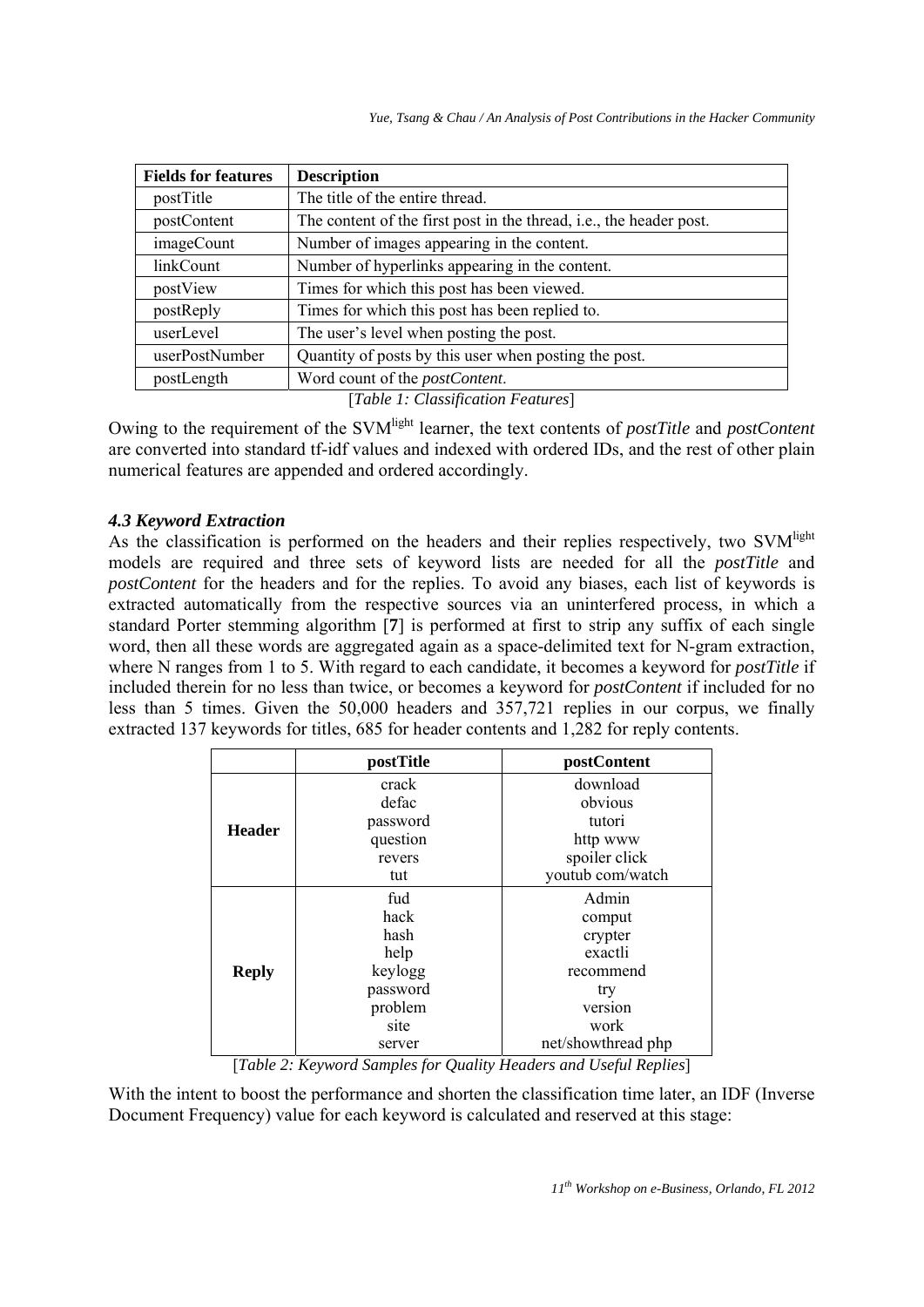| Fields for features | Description |
|---|---|
| postTitle | The title of the entire thread. |
| postContent | The content of the first post in the thread, i.e., the header post. |
| imageCount | Number of images appearing in the content. |
| linkCount | Number of hyperlinks appearing in the content. |
| postView | Times for which this post has been viewed. |
| postReply | Times for which this post has been replied to. |
| userLevel | The user's level when posting the post. |
| userPostNumber | Quantity of posts by this user when posting the post. |
| postLength | Word count of the *postContent*. |

[*Table 1: Classification Features*]

Owing to the requirement of the SVM$^{light}$ learner, the text contents of *postTitle* and *postContent* are converted into standard tf-idf values and indexed with ordered IDs, and the rest of other plain numerical features are appended and ordered accordingly.

### *4.3 Keyword Extraction*

As the classification is performed on the headers and their replies respectively, two SVM$^{light}$ models are required and three sets of keyword lists are needed for all the *postTitle* and *postContent* for the headers and for the replies. To avoid any biases, each list of keywords is extracted automatically from the respective sources via an uninterfered process, in which a standard Porter stemming algorithm [**7**] is performed at first to strip any suffix of each single word, then all these words are aggregated again as a space-delimited text for N-gram extraction, where N ranges from 1 to 5. With regard to each candidate, it becomes a keyword for *postTitle* if included therein for no less than twice, or becomes a keyword for *postContent* if included for no less than 5 times. Given the 50,000 headers and 357,721 replies in our corpus, we finally extracted 137 keywords for titles, 685 for header contents and 1,282 for reply contents.

| | postTitle | postContent |
|---|---|---|
| **Header** | crack<br>defac<br>password<br>question<br>revers<br>tut | download<br>obvious<br>tutori<br>http www<br>spoiler click<br>youtub com/watch |
| **Reply** | fud<br>hack<br>hash<br>help<br>keylogg<br>password<br>problem<br>site<br>server | Admin<br>comput<br>crypter<br>exactli<br>recommend<br>try<br>version<br>work<br>net/showthread php |

[*Table 2: Keyword Samples for Quality Headers and Useful Replies*]

With the intent to boost the performance and shorten the classification time later, an IDF (Inverse Document Frequency) value for each keyword is calculated and reserved at this stage: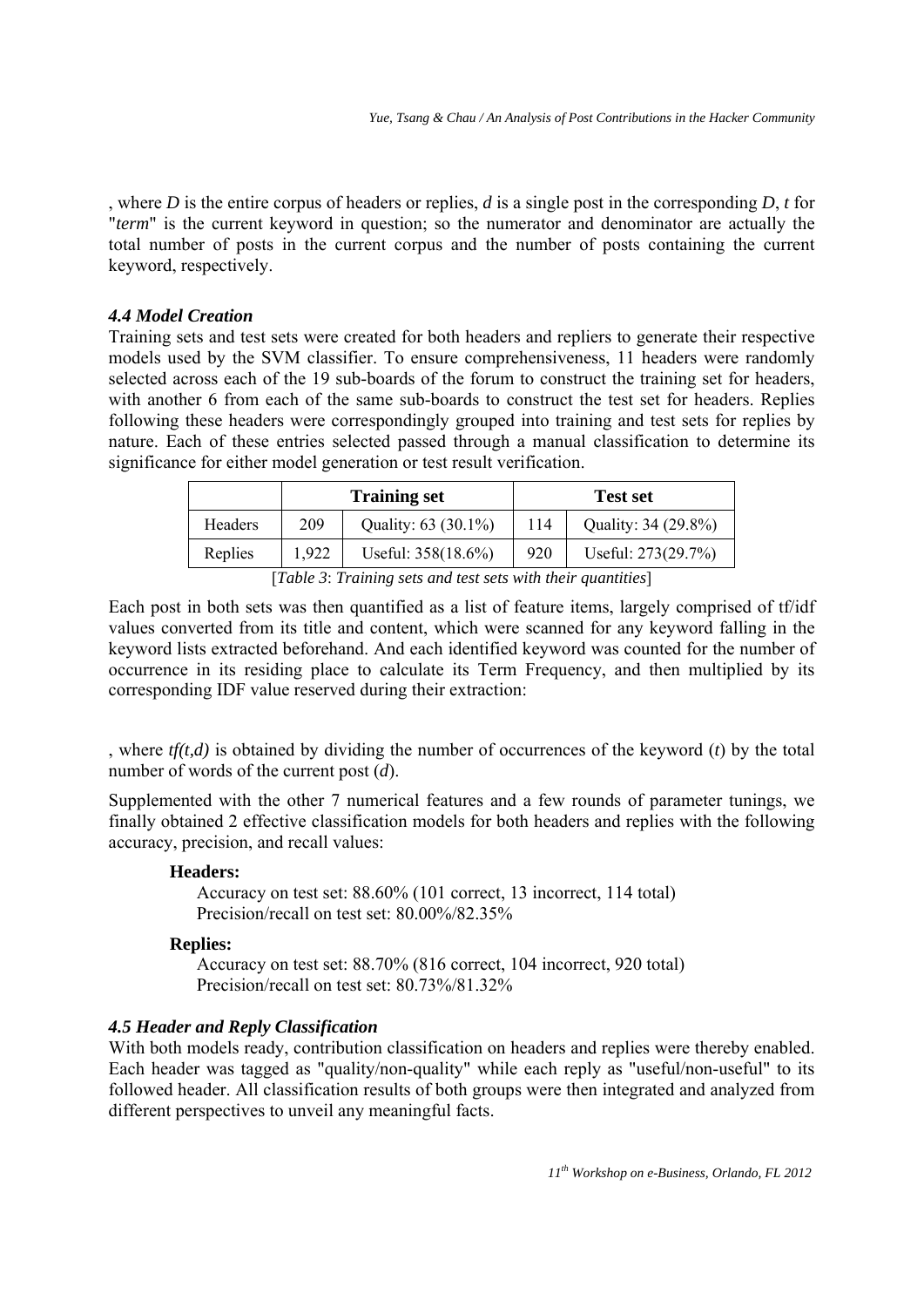, where $D$ is the entire corpus of headers or replies, $d$ is a single post in the corresponding $D$, $t$ for "*term*" is the current keyword in question; so the numerator and denominator are actually the total number of posts in the current corpus and the number of posts containing the current keyword, respectively.

### 4.4 Model Creation

Training sets and test sets were created for both headers and repliers to generate their respective models used by the SVM classifier. To ensure comprehensiveness, 11 headers were randomly selected across each of the 19 sub-boards of the forum to construct the training set for headers, with another 6 from each of the same sub-boards to construct the test set for headers. Replies following these headers were correspondingly grouped into training and test sets for replies by nature. Each of these entries selected passed through a manual classification to determine its significance for either model generation or test result verification.

| | **Training set** | | **Test set** | |
|---|---|---|---|---|
| Headers | 209 | Quality: 63 (30.1%) | 114 | Quality: 34 (29.8%) |
| Replies | 1,922 | Useful: 358(18.6%) | 920 | Useful: 273(29.7%) |

[*Table 3*: *Training sets and test sets with their quantities*]

Each post in both sets was then quantified as a list of feature items, largely comprised of tf/idf values converted from its title and content, which were scanned for any keyword falling in the keyword lists extracted beforehand. And each identified keyword was counted for the number of occurrence in its residing place to calculate its Term Frequency, and then multiplied by its corresponding IDF value reserved during their extraction:

, where $tf(t,d)$ is obtained by dividing the number of occurrences of the keyword ($t$) by the total number of words of the current post ($d$).

Supplemented with the other 7 numerical features and a few rounds of parameter tunings, we finally obtained 2 effective classification models for both headers and replies with the following accuracy, precision, and recall values:

**Headers:**

Accuracy on test set: 88.60% (101 correct, 13 incorrect, 114 total)
Precision/recall on test set: 80.00%/82.35%

**Replies:**

Accuracy on test set: 88.70% (816 correct, 104 incorrect, 920 total)
Precision/recall on test set: 80.73%/81.32%

### 4.5 Header and Reply Classification

With both models ready, contribution classification on headers and replies were thereby enabled. Each header was tagged as "quality/non-quality" while each reply as "useful/non-useful" to its followed header. All classification results of both groups were then integrated and analyzed from different perspectives to unveil any meaningful facts.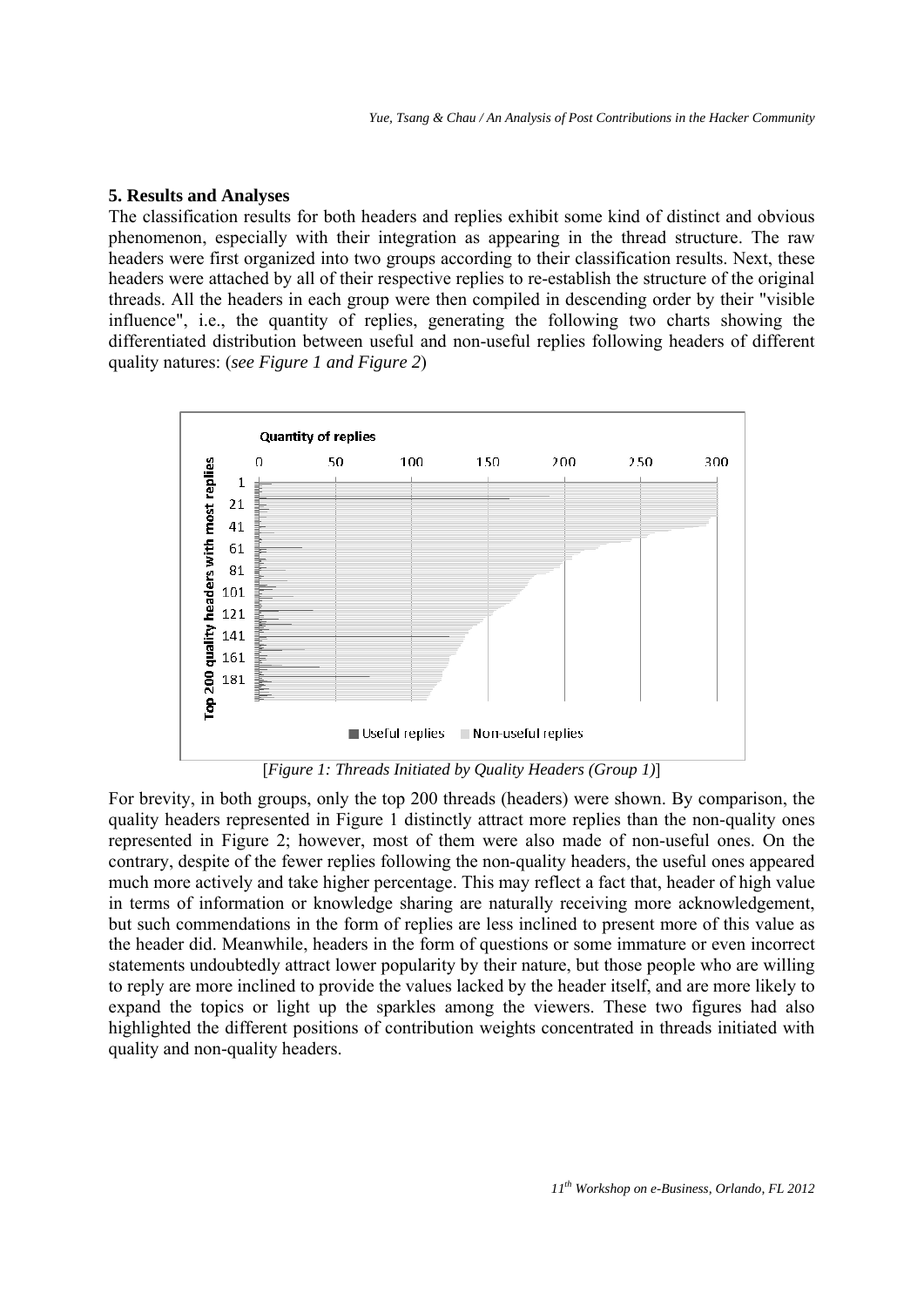## 5. Results and Analyses

The classification results for both headers and replies exhibit some kind of distinct and obvious phenomenon, especially with their integration as appearing in the thread structure. The raw headers were first organized into two groups according to their classification results. Next, these headers were attached by all of their respective replies to re-establish the structure of the original threads. All the headers in each group were then compiled in descending order by their "visible influence", i.e., the quantity of replies, generating the following two charts showing the differentiated distribution between useful and non-useful replies following headers of different quality natures: (*see Figure 1 and Figure 2*)

[*Figure 1: Threads Initiated by Quality Headers (Group 1)*]

For brevity, in both groups, only the top 200 threads (headers) were shown. By comparison, the quality headers represented in Figure 1 distinctly attract more replies than the non-quality ones represented in Figure 2; however, most of them were also made of non-useful ones. On the contrary, despite of the fewer replies following the non-quality headers, the useful ones appeared much more actively and take higher percentage. This may reflect a fact that, header of high value in terms of information or knowledge sharing are naturally receiving more acknowledgement, but such commendations in the form of replies are less inclined to present more of this value as the header did. Meanwhile, headers in the form of questions or some immature or even incorrect statements undoubtedly attract lower popularity by their nature, but those people who are willing to reply are more inclined to provide the values lacked by the header itself, and are more likely to expand the topics or light up the sparkles among the viewers. These two figures had also highlighted the different positions of contribution weights concentrated in threads initiated with quality and non-quality headers.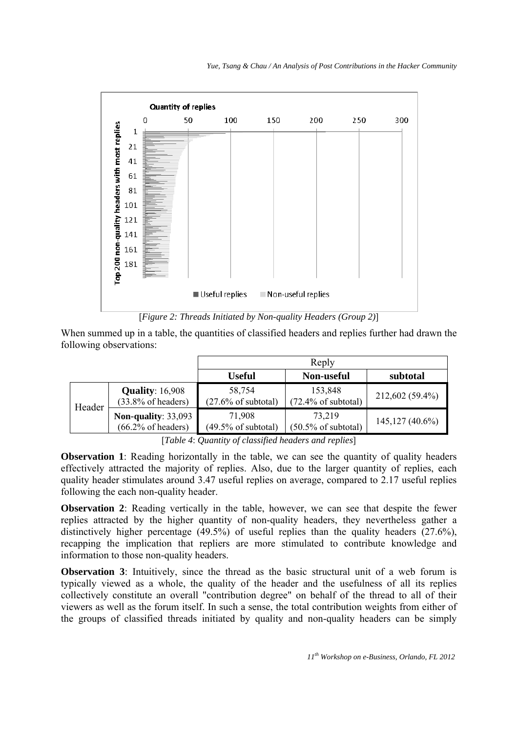[*Figure 2: Threads Initiated by Non-quality Headers (Group 2)*]

When summed up in a table, the quantities of classified headers and replies further had drawn the following observations:

| | | Reply | | |
|---|---|---|---|---|
| | | **Useful** | **Non-useful** | **subtotal** |
| Header | **Quality**: 16,908 (33.8% of headers) | 58,754 (27.6% of subtotal) | 153,848 (72.4% of subtotal) | 212,602 (59.4%) |
| | **Non-quality**: 33,093 (66.2% of headers) | 71,908 (49.5% of subtotal) | 73,219 (50.5% of subtotal) | 145,127 (40.6%) |

[*Table 4*: *Quantity of classified headers and replies*]

**Observation 1**: Reading horizontally in the table, we can see the quantity of quality headers effectively attracted the majority of replies. Also, due to the larger quantity of replies, each quality header stimulates around 3.47 useful replies on average, compared to 2.17 useful replies following the each non-quality header.

**Observation 2**: Reading vertically in the table, however, we can see that despite the fewer replies attracted by the higher quantity of non-quality headers, they nevertheless gather a distinctively higher percentage (49.5%) of useful replies than the quality headers (27.6%), recapping the implication that repliers are more stimulated to contribute knowledge and information to those non-quality headers.

**Observation 3**: Intuitively, since the thread as the basic structural unit of a web forum is typically viewed as a whole, the quality of the header and the usefulness of all its replies collectively constitute an overall "contribution degree" on behalf of the thread to all of their viewers as well as the forum itself. In such a sense, the total contribution weights from either of the groups of classified threads initiated by quality and non-quality headers can be simply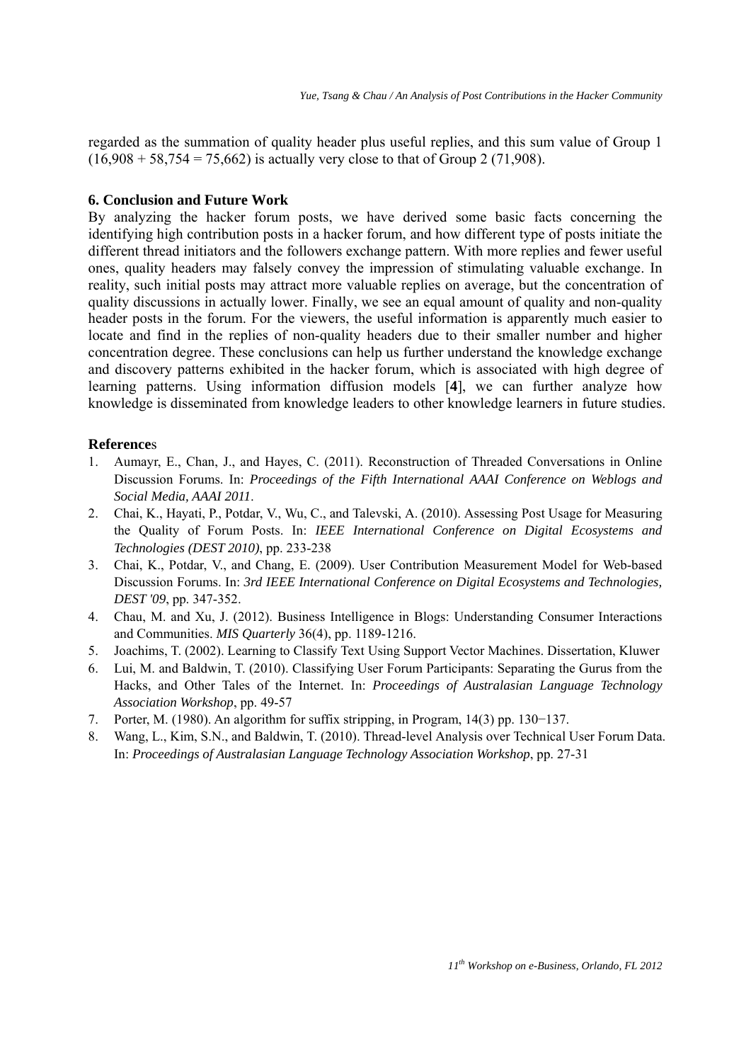regarded as the summation of quality header plus useful replies, and this sum value of Group 1 (16,908 + 58,754 = 75,662) is actually very close to that of Group 2 (71,908).

## 6. Conclusion and Future Work

By analyzing the hacker forum posts, we have derived some basic facts concerning the identifying high contribution posts in a hacker forum, and how different type of posts initiate the different thread initiators and the followers exchange pattern. With more replies and fewer useful ones, quality headers may falsely convey the impression of stimulating valuable exchange. In reality, such initial posts may attract more valuable replies on average, but the concentration of quality discussions in actually lower. Finally, we see an equal amount of quality and non-quality header posts in the forum. For the viewers, the useful information is apparently much easier to locate and find in the replies of non-quality headers due to their smaller number and higher concentration degree. These conclusions can help us further understand the knowledge exchange and discovery patterns exhibited in the hacker forum, which is associated with high degree of learning patterns. Using information diffusion models [**4**], we can further analyze how knowledge is disseminated from knowledge leaders to other knowledge learners in future studies.

## References

1. Aumayr, E., Chan, J., and Hayes, C. (2011). Reconstruction of Threaded Conversations in Online Discussion Forums. In: *Proceedings of the Fifth International AAAI Conference on Weblogs and Social Media, AAAI 2011*.
2. Chai, K., Hayati, P., Potdar, V., Wu, C., and Talevski, A. (2010). Assessing Post Usage for Measuring the Quality of Forum Posts. In: *IEEE International Conference on Digital Ecosystems and Technologies (DEST 2010)*, pp. 233-238
3. Chai, K., Potdar, V., and Chang, E. (2009). User Contribution Measurement Model for Web-based Discussion Forums. In: *3rd IEEE International Conference on Digital Ecosystems and Technologies, DEST '09*, pp. 347-352.
4. Chau, M. and Xu, J. (2012). Business Intelligence in Blogs: Understanding Consumer Interactions and Communities. *MIS Quarterly* 36(4), pp. 1189-1216.
5. Joachims, T. (2002). Learning to Classify Text Using Support Vector Machines. Dissertation, Kluwer
6. Lui, M. and Baldwin, T. (2010). Classifying User Forum Participants: Separating the Gurus from the Hacks, and Other Tales of the Internet. In: *Proceedings of Australasian Language Technology Association Workshop*, pp. 49-57
7. Porter, M. (1980). An algorithm for suffix stripping, in Program, 14(3) pp. 130−137.
8. Wang, L., Kim, S.N., and Baldwin, T. (2010). Thread-level Analysis over Technical User Forum Data. In: *Proceedings of Australasian Language Technology Association Workshop*, pp. 27-31